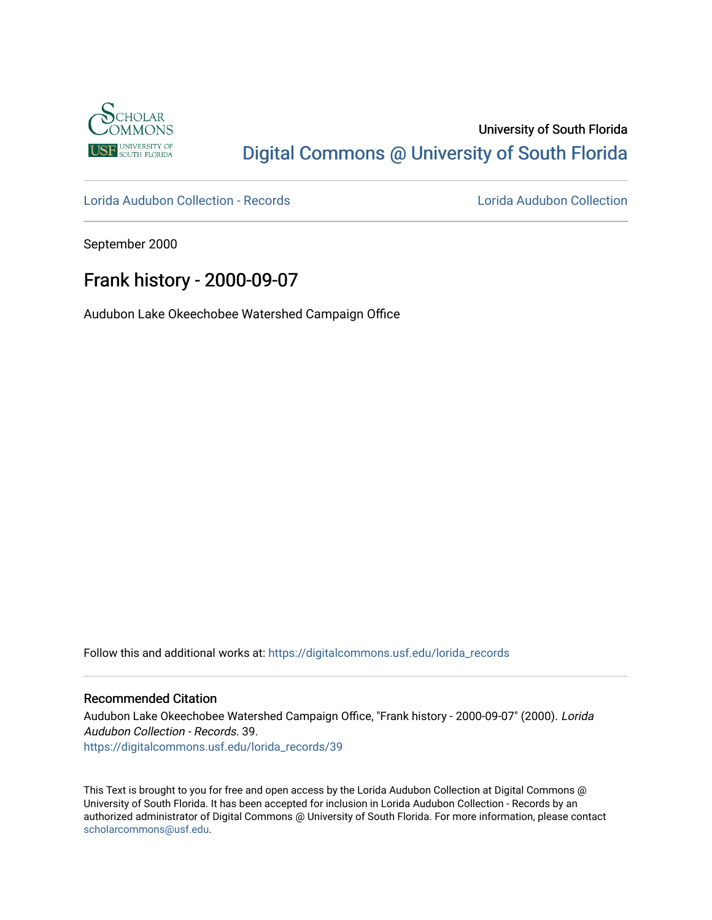University of South Florida

Digital Commons @ University of South Florida

Lorida Audubon Collection - Records

Lorida Audubon Collection

September 2000

# Frank history - 2000-09-07

Audubon Lake Okeechobee Watershed Campaign Office

Follow this and additional works at: https://digitalcommons.usf.edu/lorida_records

### Recommended Citation

Audubon Lake Okeechobee Watershed Campaign Office, "Frank history - 2000-09-07" (2000). *Lorida Audubon Collection - Records*. 39.
https://digitalcommons.usf.edu/lorida_records/39

This Text is brought to you for free and open access by the Lorida Audubon Collection at Digital Commons @ University of South Florida. It has been accepted for inclusion in Lorida Audubon Collection - Records by an authorized administrator of Digital Commons @ University of South Florida. For more information, please contact scholarcommons@usf.edu.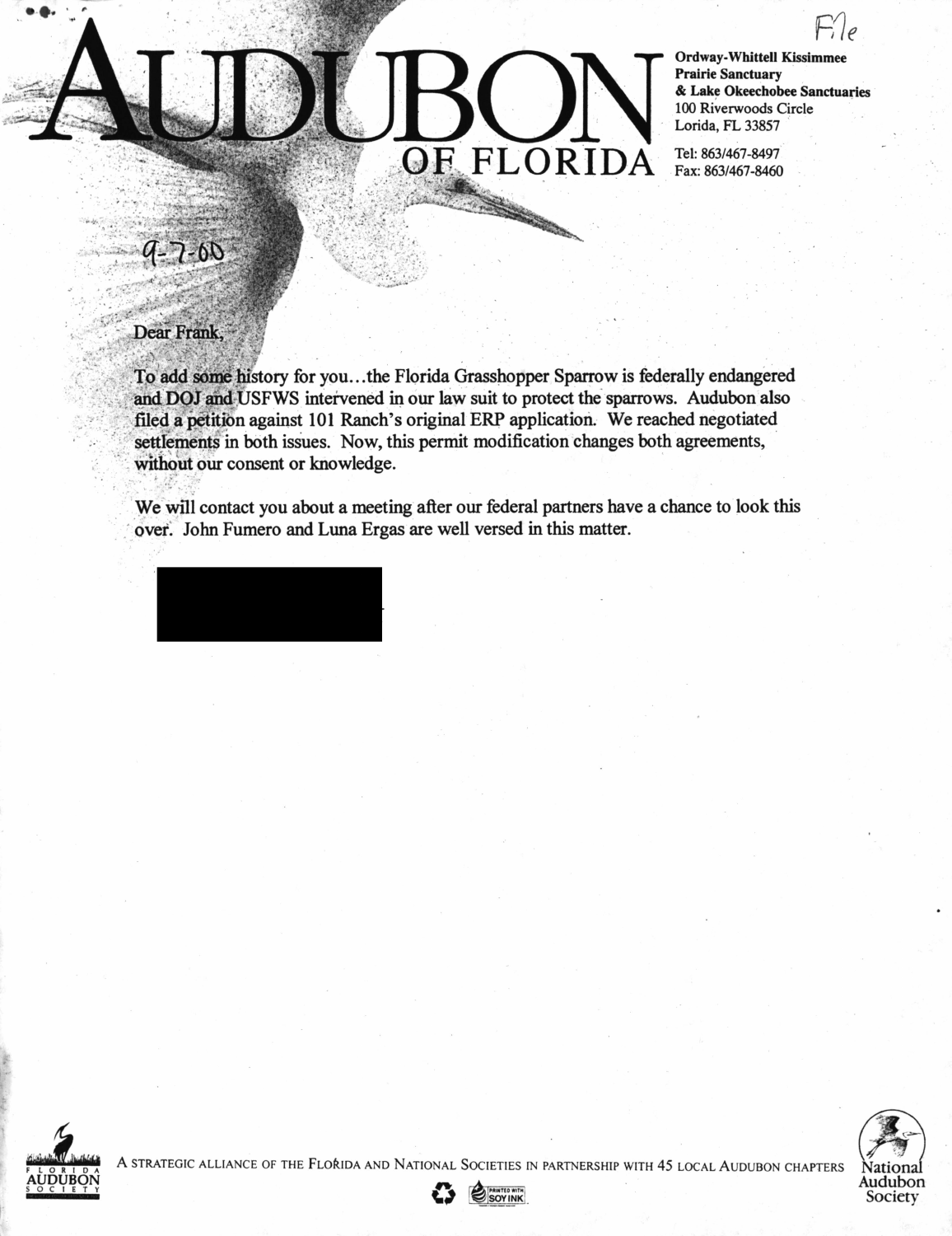File

# AUDUBON OF FLORIDA

**Ordway-Whittell Kissimmee Prairie Sanctuary & Lake Okeechobee Sanctuaries**
100 Riverwoods Circle
Lorida, FL 33857

Tel: 863/467-8497
Fax: 863/467-8460

9-7-00

Dear Frank,

To add some history for you…the Florida Grasshopper Sparrow is federally endangered and DOJ and USFWS intervened in our law suit to protect the sparrows. Audubon also filed a petition against 101 Ranch's original ERP application. We reached negotiated settlements in both issues. Now, this permit modification changes both agreements, without our consent or knowledge.

We will contact you about a meeting after our federal partners have a chance to look this over. John Fumero and Luna Ergas are well versed in this matter.

FLORIDA AUDUBON SOCIETY

A STRATEGIC ALLIANCE OF THE FLORIDA AND NATIONAL SOCIETIES IN PARTNERSHIP WITH 45 LOCAL AUDUBON CHAPTERS

National Audubon Society

PRINTED WITH SOY INK